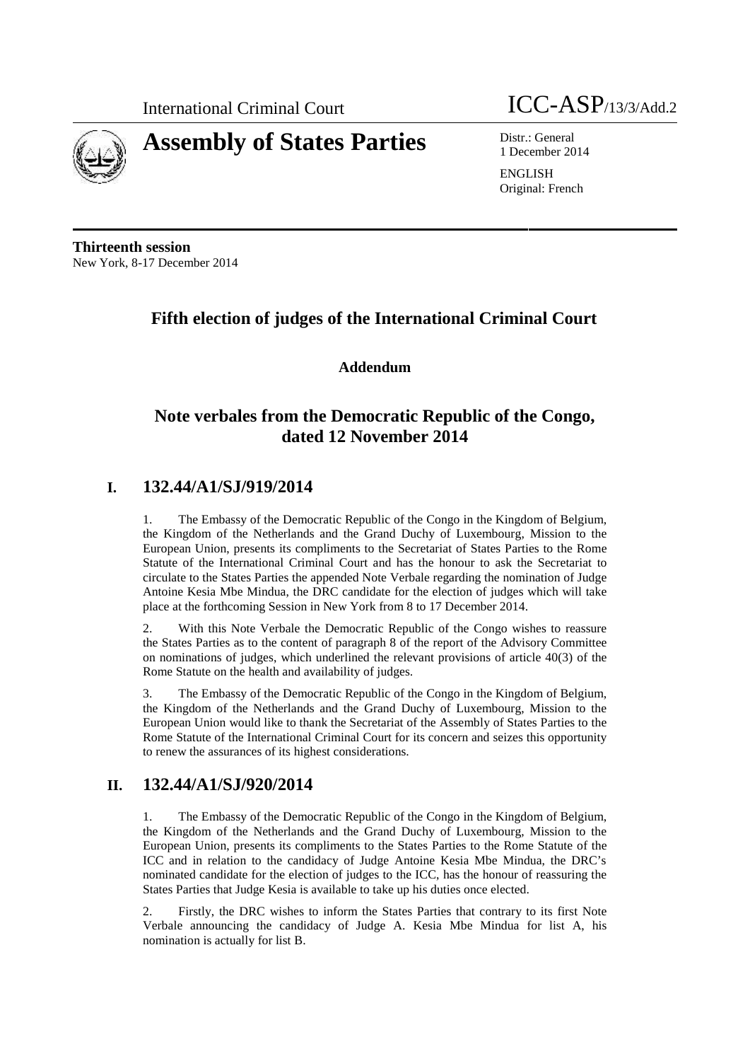International Criminal Court ICC-ASP/13/3/Add.2

# Assembly of States Parties

Distr.: General
1 December 2014

ENGLISH
Original: French

**Thirteenth session**
New York, 8-17 December 2014

## Fifth election of judges of the International Criminal Court

### Addendum

## Note verbales from the Democratic Republic of the Congo, dated 12 November 2014

## I. 132.44/A1/SJ/919/2014

1. The Embassy of the Democratic Republic of the Congo in the Kingdom of Belgium, the Kingdom of the Netherlands and the Grand Duchy of Luxembourg, Mission to the European Union, presents its compliments to the Secretariat of States Parties to the Rome Statute of the International Criminal Court and has the honour to ask the Secretariat to circulate to the States Parties the appended Note Verbale regarding the nomination of Judge Antoine Kesia Mbe Mindua, the DRC candidate for the election of judges which will take place at the forthcoming Session in New York from 8 to 17 December 2014.

2. With this Note Verbale the Democratic Republic of the Congo wishes to reassure the States Parties as to the content of paragraph 8 of the report of the Advisory Committee on nominations of judges, which underlined the relevant provisions of article 40(3) of the Rome Statute on the health and availability of judges.

3. The Embassy of the Democratic Republic of the Congo in the Kingdom of Belgium, the Kingdom of the Netherlands and the Grand Duchy of Luxembourg, Mission to the European Union would like to thank the Secretariat of the Assembly of States Parties to the Rome Statute of the International Criminal Court for its concern and seizes this opportunity to renew the assurances of its highest considerations.

## II. 132.44/A1/SJ/920/2014

1. The Embassy of the Democratic Republic of the Congo in the Kingdom of Belgium, the Kingdom of the Netherlands and the Grand Duchy of Luxembourg, Mission to the European Union, presents its compliments to the States Parties to the Rome Statute of the ICC and in relation to the candidacy of Judge Antoine Kesia Mbe Mindua, the DRC's nominated candidate for the election of judges to the ICC, has the honour of reassuring the States Parties that Judge Kesia is available to take up his duties once elected.

2. Firstly, the DRC wishes to inform the States Parties that contrary to its first Note Verbale announcing the candidacy of Judge A. Kesia Mbe Mindua for list A, his nomination is actually for list B.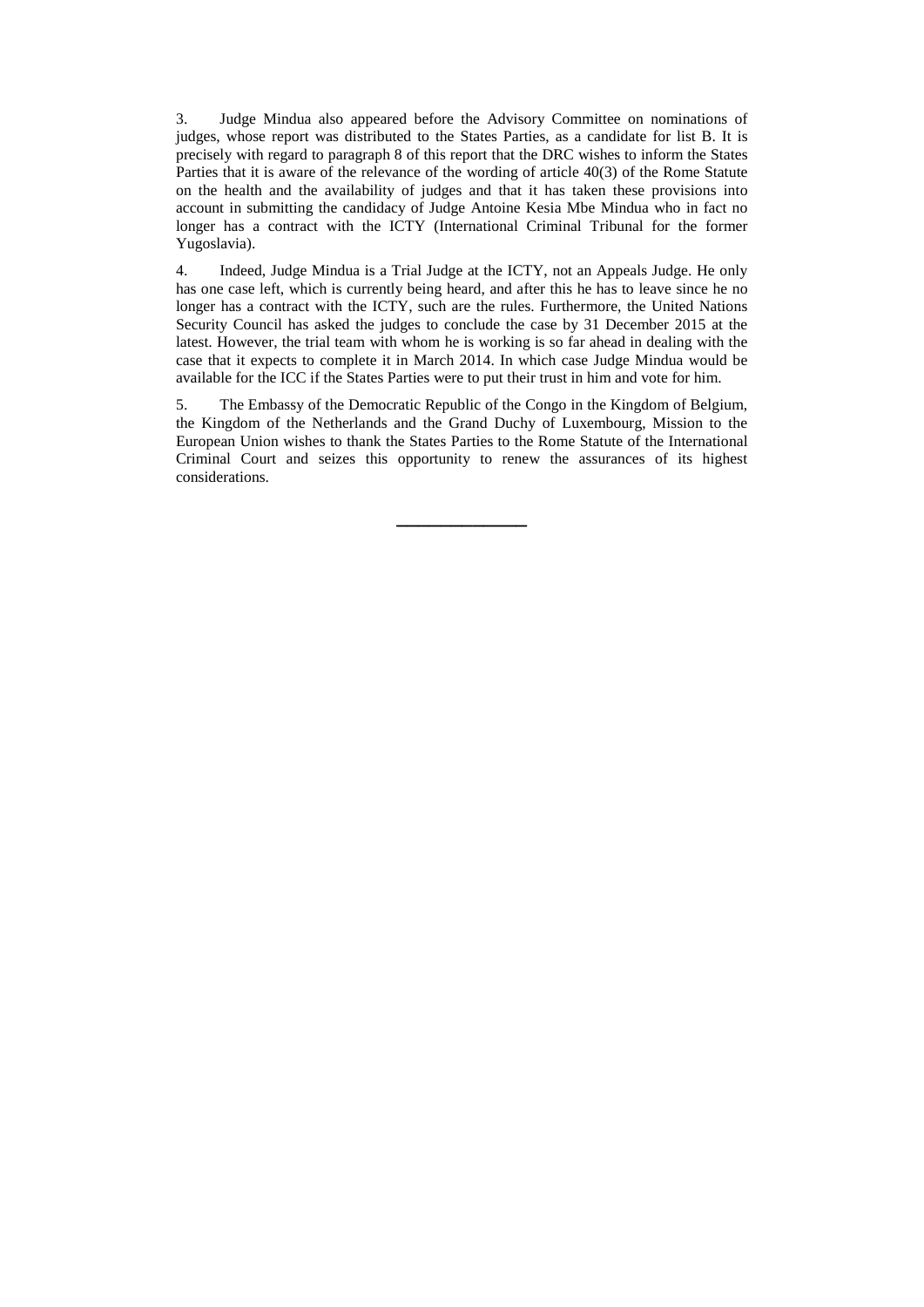3. Judge Mindua also appeared before the Advisory Committee on nominations of judges, whose report was distributed to the States Parties, as a candidate for list B. It is precisely with regard to paragraph 8 of this report that the DRC wishes to inform the States Parties that it is aware of the relevance of the wording of article 40(3) of the Rome Statute on the health and the availability of judges and that it has taken these provisions into account in submitting the candidacy of Judge Antoine Kesia Mbe Mindua who in fact no longer has a contract with the ICTY (International Criminal Tribunal for the former Yugoslavia).

4. Indeed, Judge Mindua is a Trial Judge at the ICTY, not an Appeals Judge. He only has one case left, which is currently being heard, and after this he has to leave since he no longer has a contract with the ICTY, such are the rules. Furthermore, the United Nations Security Council has asked the judges to conclude the case by 31 December 2015 at the latest. However, the trial team with whom he is working is so far ahead in dealing with the case that it expects to complete it in March 2014. In which case Judge Mindua would be available for the ICC if the States Parties were to put their trust in him and vote for him.

5. The Embassy of the Democratic Republic of the Congo in the Kingdom of Belgium, the Kingdom of the Netherlands and the Grand Duchy of Luxembourg, Mission to the European Union wishes to thank the States Parties to the Rome Statute of the International Criminal Court and seizes this opportunity to renew the assurances of its highest considerations.

---